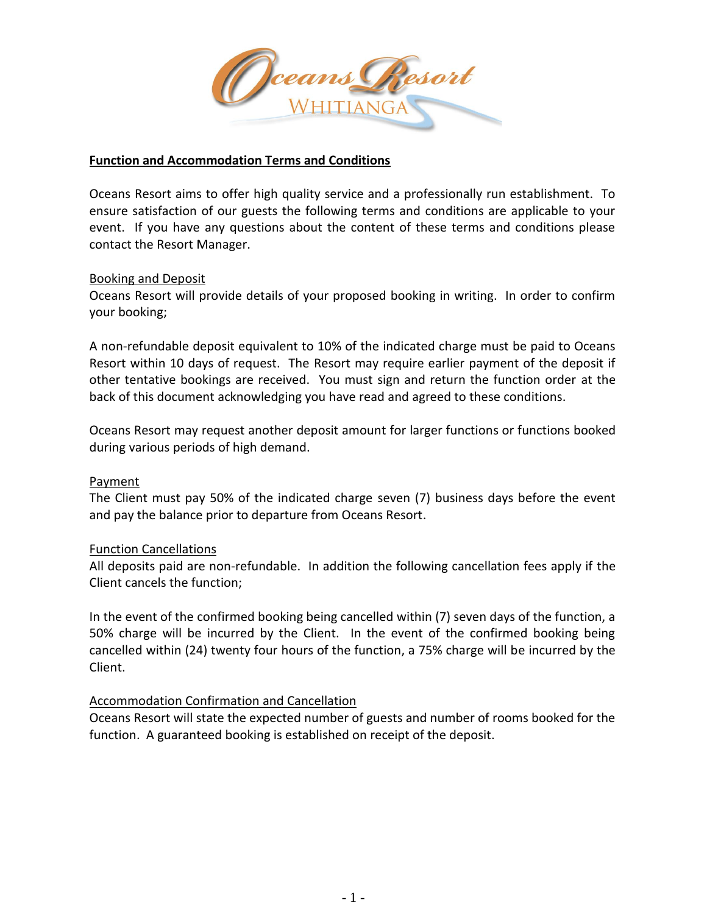# Oceans Resort WHITIANGA

**Function and Accommodation Terms and Conditions**

Oceans Resort aims to offer high quality service and a professionally run establishment. To ensure satisfaction of our guests the following terms and conditions are applicable to your event. If you have any questions about the content of these terms and conditions please contact the Resort Manager.

## Booking and Deposit

Oceans Resort will provide details of your proposed booking in writing. In order to confirm your booking;

A non-refundable deposit equivalent to 10% of the indicated charge must be paid to Oceans Resort within 10 days of request. The Resort may require earlier payment of the deposit if other tentative bookings are received. You must sign and return the function order at the back of this document acknowledging you have read and agreed to these conditions.

Oceans Resort may request another deposit amount for larger functions or functions booked during various periods of high demand.

## Payment

The Client must pay 50% of the indicated charge seven (7) business days before the event and pay the balance prior to departure from Oceans Resort.

## Function Cancellations

All deposits paid are non-refundable. In addition the following cancellation fees apply if the Client cancels the function;

In the event of the confirmed booking being cancelled within (7) seven days of the function, a 50% charge will be incurred by the Client. In the event of the confirmed booking being cancelled within (24) twenty four hours of the function, a 75% charge will be incurred by the Client.

## Accommodation Confirmation and Cancellation

Oceans Resort will state the expected number of guests and number of rooms booked for the function. A guaranteed booking is established on receipt of the deposit.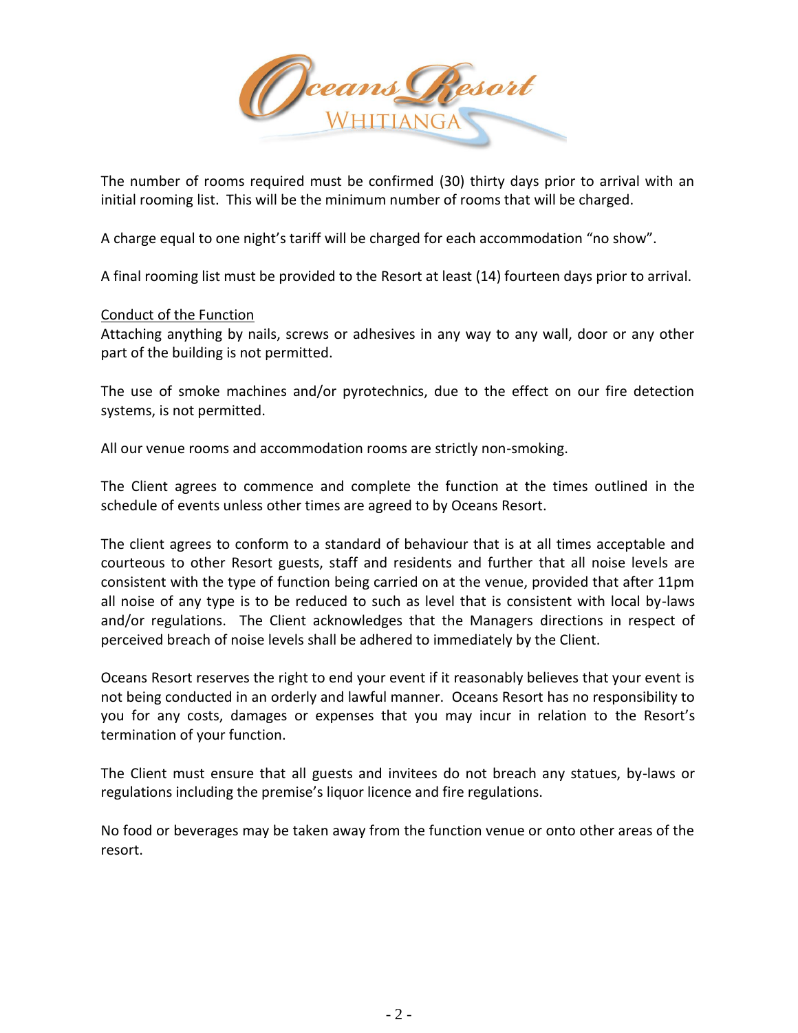The number of rooms required must be confirmed (30) thirty days prior to arrival with an initial rooming list. This will be the minimum number of rooms that will be charged.

A charge equal to one night's tariff will be charged for each accommodation "no show".

A final rooming list must be provided to the Resort at least (14) fourteen days prior to arrival.

Conduct of the Function

Attaching anything by nails, screws or adhesives in any way to any wall, door or any other part of the building is not permitted.

The use of smoke machines and/or pyrotechnics, due to the effect on our fire detection systems, is not permitted.

All our venue rooms and accommodation rooms are strictly non-smoking.

The Client agrees to commence and complete the function at the times outlined in the schedule of events unless other times are agreed to by Oceans Resort.

The client agrees to conform to a standard of behaviour that is at all times acceptable and courteous to other Resort guests, staff and residents and further that all noise levels are consistent with the type of function being carried on at the venue, provided that after 11pm all noise of any type is to be reduced to such as level that is consistent with local by-laws and/or regulations. The Client acknowledges that the Managers directions in respect of perceived breach of noise levels shall be adhered to immediately by the Client.

Oceans Resort reserves the right to end your event if it reasonably believes that your event is not being conducted in an orderly and lawful manner. Oceans Resort has no responsibility to you for any costs, damages or expenses that you may incur in relation to the Resort's termination of your function.

The Client must ensure that all guests and invitees do not breach any statues, by-laws or regulations including the premise's liquor licence and fire regulations.

No food or beverages may be taken away from the function venue or onto other areas of the resort.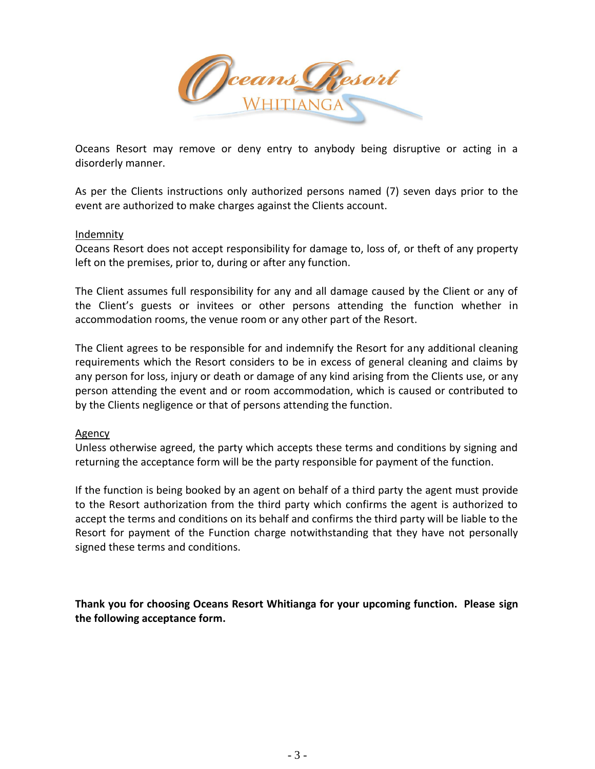Oceans Resort may remove or deny entry to anybody being disruptive or acting in a disorderly manner.

As per the Clients instructions only authorized persons named (7) seven days prior to the event are authorized to make charges against the Clients account.

## Indemnity

Oceans Resort does not accept responsibility for damage to, loss of, or theft of any property left on the premises, prior to, during or after any function.

The Client assumes full responsibility for any and all damage caused by the Client or any of the Client's guests or invitees or other persons attending the function whether in accommodation rooms, the venue room or any other part of the Resort.

The Client agrees to be responsible for and indemnify the Resort for any additional cleaning requirements which the Resort considers to be in excess of general cleaning and claims by any person for loss, injury or death or damage of any kind arising from the Clients use, or any person attending the event and or room accommodation, which is caused or contributed to by the Clients negligence or that of persons attending the function.

## Agency

Unless otherwise agreed, the party which accepts these terms and conditions by signing and returning the acceptance form will be the party responsible for payment of the function.

If the function is being booked by an agent on behalf of a third party the agent must provide to the Resort authorization from the third party which confirms the agent is authorized to accept the terms and conditions on its behalf and confirms the third party will be liable to the Resort for payment of the Function charge notwithstanding that they have not personally signed these terms and conditions.

**Thank you for choosing Oceans Resort Whitianga for your upcoming function. Please sign the following acceptance form.**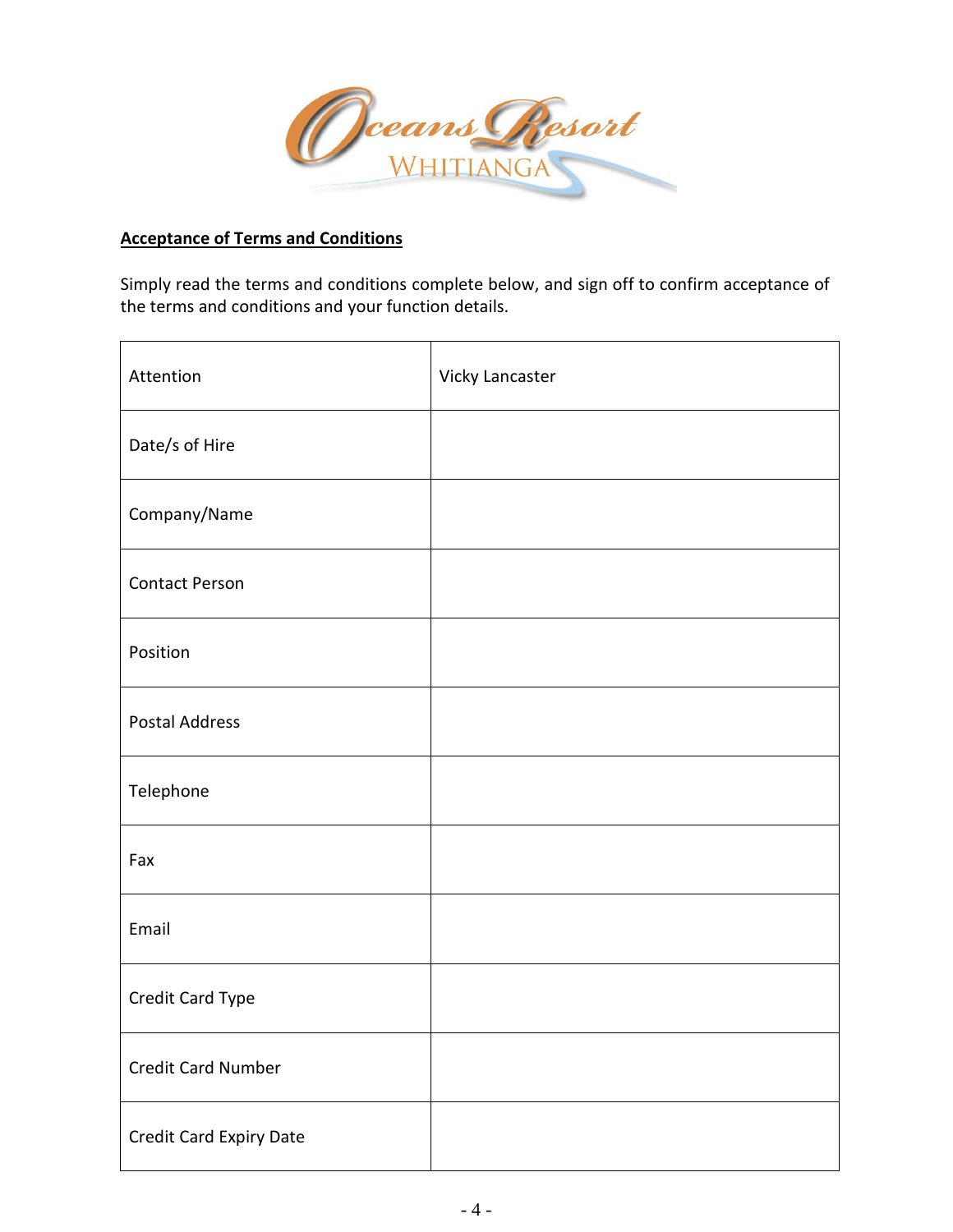Oceans Resort WHITIANGA

**Acceptance of Terms and Conditions**

Simply read the terms and conditions complete below, and sign off to confirm acceptance of the terms and conditions and your function details.

| Attention | Vicky Lancaster |
|---|---|
| Date/s of Hire | |
| Company/Name | |
| Contact Person | |
| Position | |
| Postal Address | |
| Telephone | |
| Fax | |
| Email | |
| Credit Card Type | |
| Credit Card Number | |
| Credit Card Expiry Date | |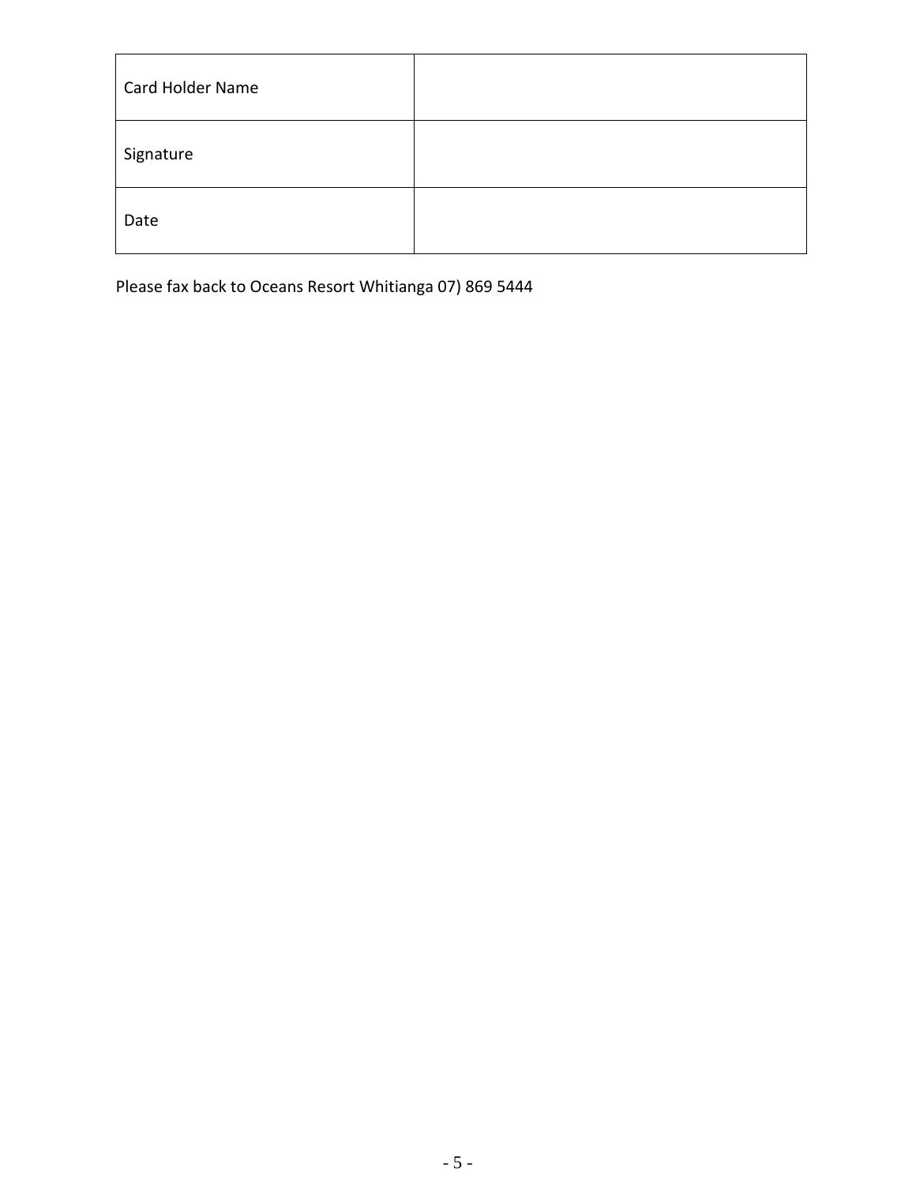| | |
|---|---|
| Card Holder Name | |
| Signature | |
| Date | |

Please fax back to Oceans Resort Whitianga 07) 869 5444